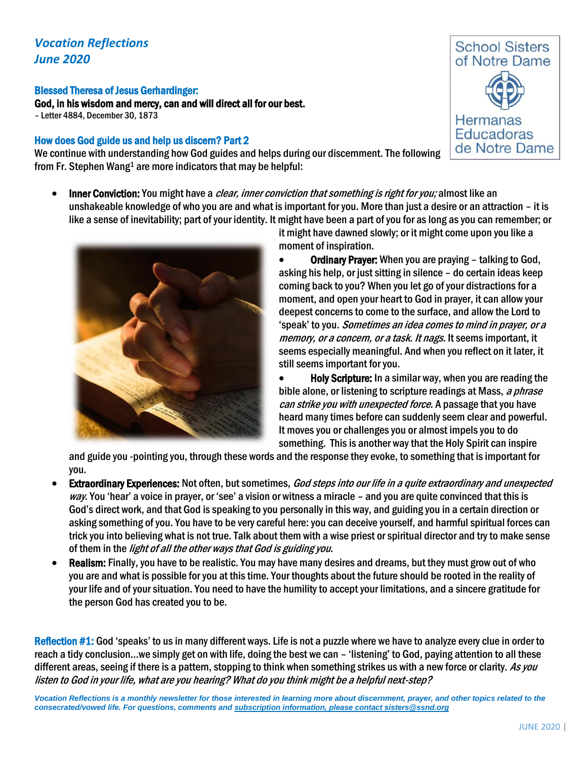# *Vocation Reflections*
## *June 2020*

School Sisters of Notre Dame
Hermanas Educadoras de Notre Dame

### Blessed Theresa of Jesus Gerhardinger:

**God, in his wisdom and mercy, can and will direct all for our best.**
– Letter 4884, December 30, 1873

### How does God guide us and help us discern? Part 2

We continue with understanding how God guides and helps during our discernment. The following from Fr. Stephen Wang[1] are more indicators that may be helpful:

- **Inner Conviction:** You might have a *clear, inner conviction that something is right for you;* almost like an unshakeable knowledge of who you are and what is important for you. More than just a desire or an attraction – it is like a sense of inevitability; part of your identity. It might have been a part of you for as long as you can remember; or it might have dawned slowly; or it might come upon you like a moment of inspiration.
- **Ordinary Prayer:** When you are praying – talking to God, asking his help, or just sitting in silence – do certain ideas keep coming back to you? When you let go of your distractions for a moment, and open your heart to God in prayer, it can allow your deepest concerns to come to the surface, and allow the Lord to 'speak' to you. *Sometimes an idea comes to mind in prayer, or a memory, or a concern, or a task. It nags.* It seems important, it seems especially meaningful. And when you reflect on it later, it still seems important for you.
- **Holy Scripture:** In a similar way, when you are reading the bible alone, or listening to scripture readings at Mass, *a phrase can strike you with unexpected force*. A passage that you have heard many times before can suddenly seem clear and powerful. It moves you or challenges you or almost impels you to do something. This is another way that the Holy Spirit can inspire and guide you -pointing you, through these words and the response they evoke, to something that is important for you.
- **Extraordinary Experiences:** Not often, but sometimes, *God steps into our life in a quite extraordinary and unexpected way*. You 'hear' a voice in prayer, or 'see' a vision or witness a miracle – and you are quite convinced that this is God's direct work, and that God is speaking to you personally in this way, and guiding you in a certain direction or asking something of you. You have to be very careful here: you can deceive yourself, and harmful spiritual forces can trick you into believing what is not true. Talk about them with a wise priest or spiritual director and try to make sense of them in the *light of all the other ways that God is guiding you*.
- **Realism:** Finally, you have to be realistic. You may have many desires and dreams, but they must grow out of who you are and what is possible for you at this time. Your thoughts about the future should be rooted in the reality of your life and of your situation. You need to have the humility to accept your limitations, and a sincere gratitude for the person God has created you to be.

**Reflection #1:** God 'speaks' to us in many different ways. Life is not a puzzle where we have to analyze every clue in order to reach a tidy conclusion…we simply get on with life, doing the best we can – 'listening' to God, paying attention to all these different areas, seeing if there is a pattern, stopping to think when something strikes us with a new force or clarity. *As you listen to God in your life, what are you hearing? What do you think might be a helpful next-step?*

*Vocation Reflections is a monthly newsletter for those interested in learning more about discernment, prayer, and other topics related to the consecrated/vowed life. For questions, comments and subscription information, please contact sisters@ssnd.org*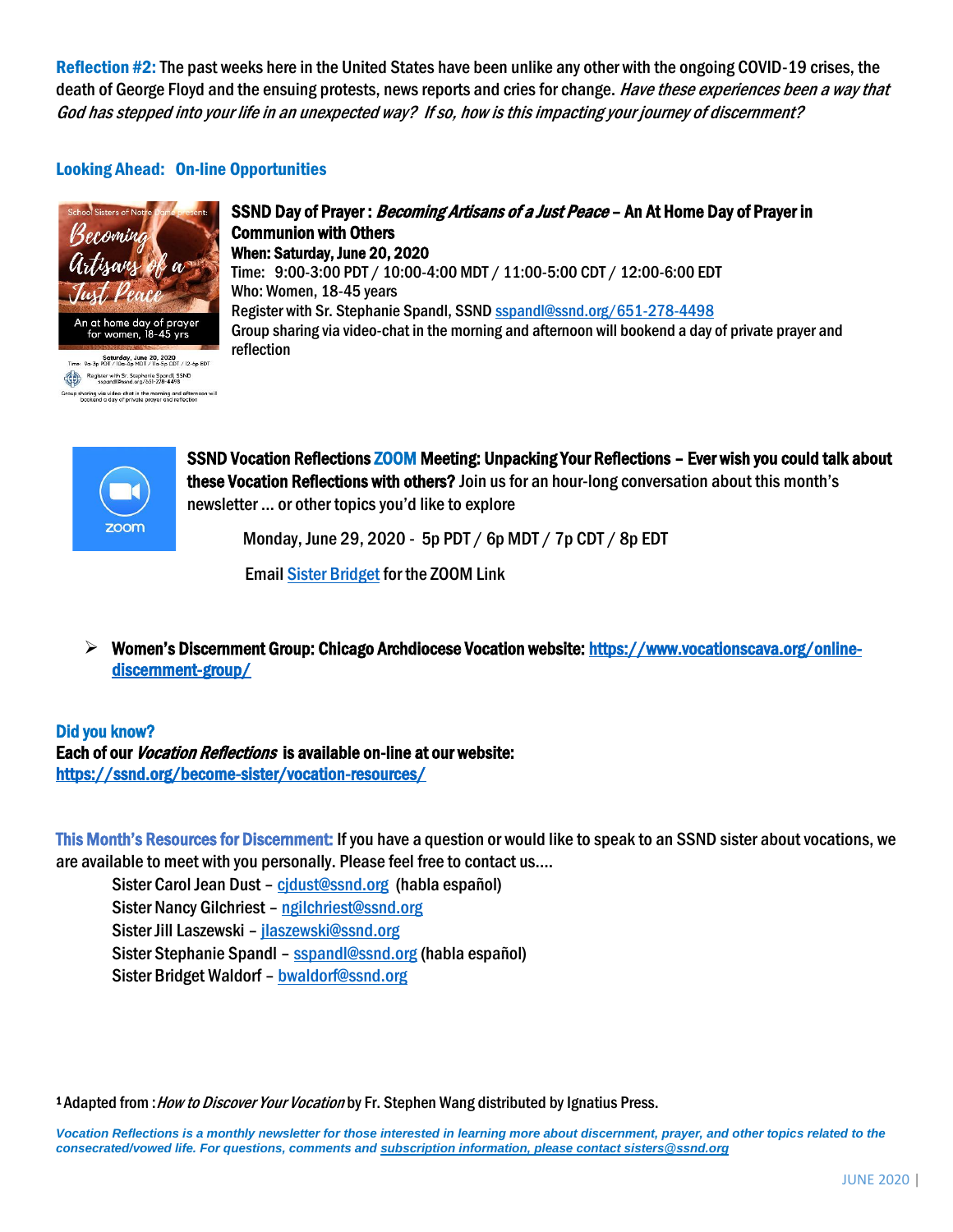**Reflection #2:** The past weeks here in the United States have been unlike any other with the ongoing COVID-19 crises, the death of George Floyd and the ensuing protests, news reports and cries for change. *Have these experiences been a way that God has stepped into your life in an unexpected way? If so, how is this impacting your journey of discernment?*

## Looking Ahead: On-line Opportunities

**SSND Day of Prayer : *Becoming Artisans of a Just Peace* – An At Home Day of Prayer in Communion with Others**
**When: Saturday, June 20, 2020**
Time: 9:00-3:00 PDT / 10:00-4:00 MDT / 11:00-5:00 CDT / 12:00-6:00 EDT
Who: Women, 18-45 years
Register with Sr. Stephanie Spandl, SSND sspandl@ssnd.org/651-278-4498
Group sharing via video-chat in the morning and afternoon will bookend a day of private prayer and reflection

**SSND Vocation Reflections ZOOM Meeting: Unpacking Your Reflections – Ever wish you could talk about these Vocation Reflections with others?** Join us for an hour-long conversation about this month's newsletter … or other topics you'd like to explore

Monday, June 29, 2020 - 5p PDT / 6p MDT / 7p CDT / 8p EDT

Email Sister Bridget for the ZOOM Link

- **Women's Discernment Group: Chicago Archdiocese Vocation website:** https://www.vocationscava.org/online-discernment-group/

**Did you know?**
**Each of our *Vocation Reflections* is available on-line at our website:**
https://ssnd.org/become-sister/vocation-resources/

**This Month's Resources for Discernment:** If you have a question or would like to speak to an SSND sister about vocations, we are available to meet with you personally. Please feel free to contact us….

Sister Carol Jean Dust – cjdust@ssnd.org (habla español)
Sister Nancy Gilchriest – ngilchriest@ssnd.org
Sister Jill Laszewski – jlaszewski@ssnd.org
Sister Stephanie Spandl – sspandl@ssnd.org (habla español)
Sister Bridget Waldorf – bwaldorf@ssnd.org

[1] Adapted from : *How to Discover Your Vocation* by Fr. Stephen Wang distributed by Ignatius Press.

*Vocation Reflections is a monthly newsletter for those interested in learning more about discernment, prayer, and other topics related to the consecrated/vowed life. For questions, comments and subscription information, please contact sisters@ssnd.org*